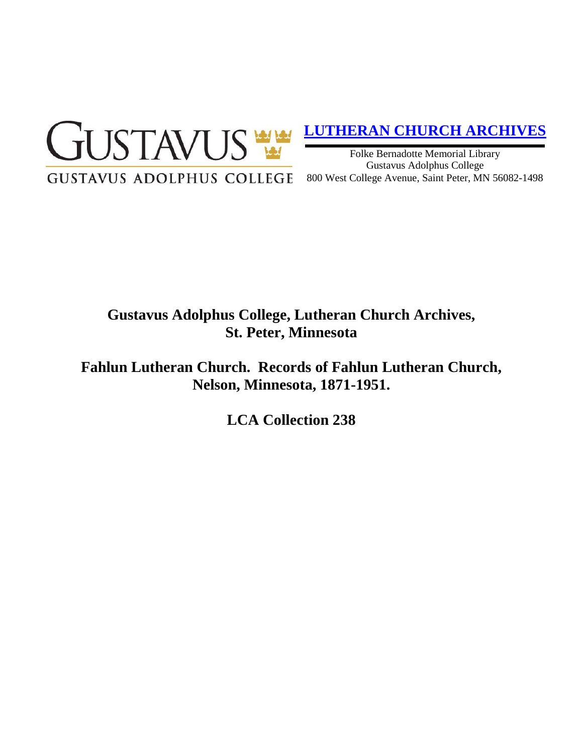GUSTAVUS

GUSTAVUS ADOLPHUS COLLEGE

**LUTHERAN CHURCH ARCHIVES**

Folke Bernadotte Memorial Library
Gustavus Adolphus College
800 West College Avenue, Saint Peter, MN 56082-1498

# Gustavus Adolphus College, Lutheran Church Archives, St. Peter, Minnesota

# Fahlun Lutheran Church. Records of Fahlun Lutheran Church, Nelson, Minnesota, 1871-1951.

# LCA Collection 238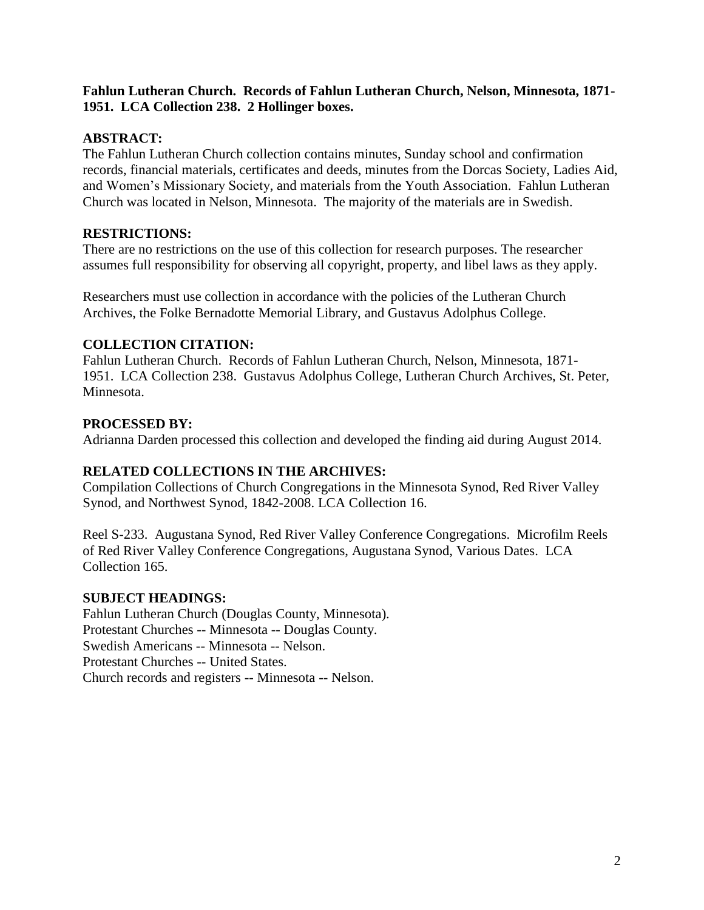**Fahlun Lutheran Church. Records of Fahlun Lutheran Church, Nelson, Minnesota, 1871-1951. LCA Collection 238. 2 Hollinger boxes.**

## ABSTRACT:

The Fahlun Lutheran Church collection contains minutes, Sunday school and confirmation records, financial materials, certificates and deeds, minutes from the Dorcas Society, Ladies Aid, and Women's Missionary Society, and materials from the Youth Association. Fahlun Lutheran Church was located in Nelson, Minnesota. The majority of the materials are in Swedish.

## RESTRICTIONS:

There are no restrictions on the use of this collection for research purposes. The researcher assumes full responsibility for observing all copyright, property, and libel laws as they apply.

Researchers must use collection in accordance with the policies of the Lutheran Church Archives, the Folke Bernadotte Memorial Library, and Gustavus Adolphus College.

## COLLECTION CITATION:

Fahlun Lutheran Church. Records of Fahlun Lutheran Church, Nelson, Minnesota, 1871-1951. LCA Collection 238. Gustavus Adolphus College, Lutheran Church Archives, St. Peter, Minnesota.

## PROCESSED BY:

Adrianna Darden processed this collection and developed the finding aid during August 2014.

## RELATED COLLECTIONS IN THE ARCHIVES:

Compilation Collections of Church Congregations in the Minnesota Synod, Red River Valley Synod, and Northwest Synod, 1842-2008. LCA Collection 16.

Reel S-233. Augustana Synod, Red River Valley Conference Congregations. Microfilm Reels of Red River Valley Conference Congregations, Augustana Synod, Various Dates. LCA Collection 165.

## SUBJECT HEADINGS:

Fahlun Lutheran Church (Douglas County, Minnesota).
Protestant Churches -- Minnesota -- Douglas County.
Swedish Americans -- Minnesota -- Nelson.
Protestant Churches -- United States.
Church records and registers -- Minnesota -- Nelson.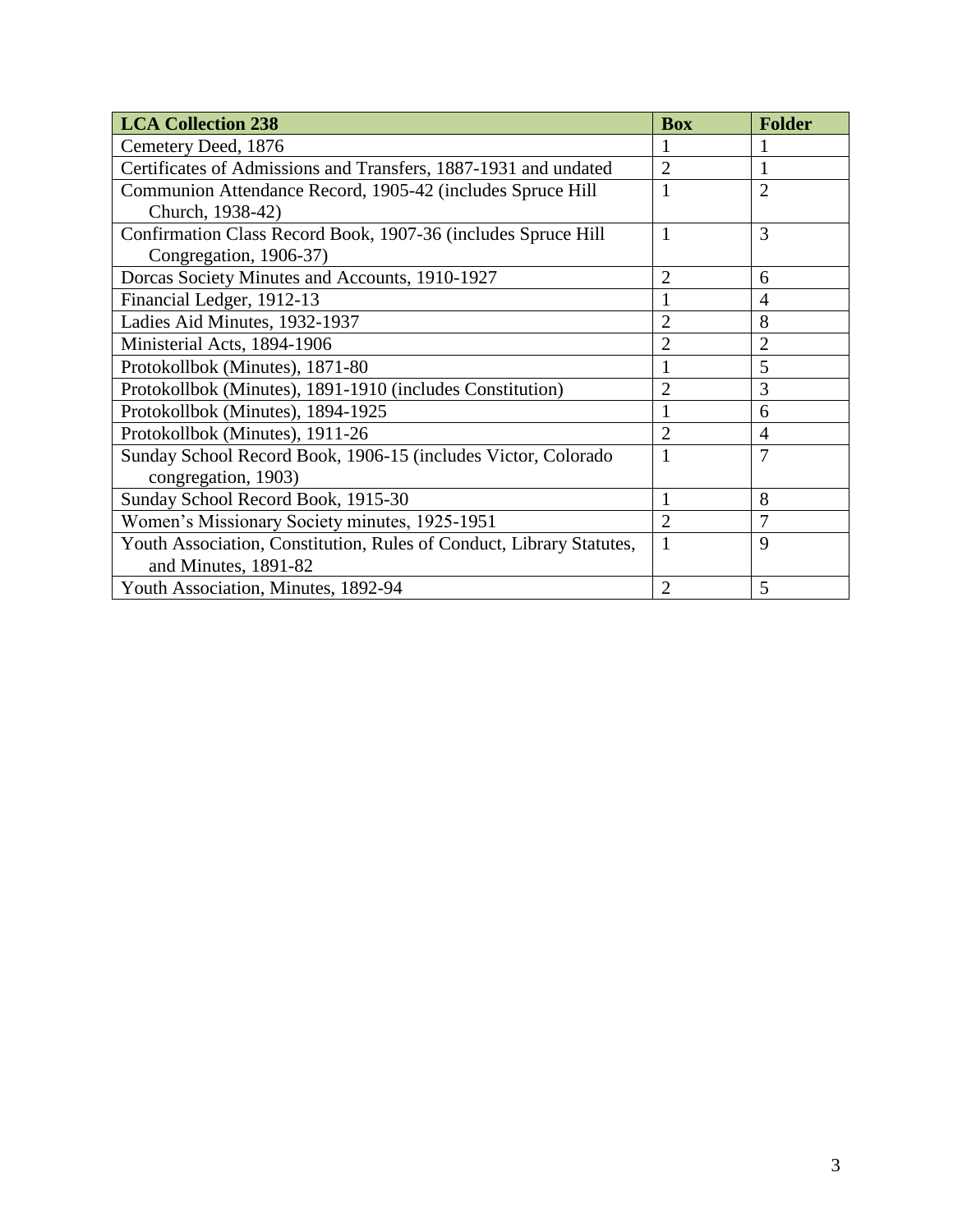| **LCA Collection 238** | **Box** | **Folder** |
|---|---|---|
| Cemetery Deed, 1876 | 1 | 1 |
| Certificates of Admissions and Transfers, 1887-1931 and undated | 2 | 1 |
| Communion Attendance Record, 1905-42 (includes Spruce Hill Church, 1938-42) | 1 | 2 |
| Confirmation Class Record Book, 1907-36 (includes Spruce Hill Congregation, 1906-37) | 1 | 3 |
| Dorcas Society Minutes and Accounts, 1910-1927 | 2 | 6 |
| Financial Ledger, 1912-13 | 1 | 4 |
| Ladies Aid Minutes, 1932-1937 | 2 | 8 |
| Ministerial Acts, 1894-1906 | 2 | 2 |
| Protokollbok (Minutes), 1871-80 | 1 | 5 |
| Protokollbok (Minutes), 1891-1910 (includes Constitution) | 2 | 3 |
| Protokollbok (Minutes), 1894-1925 | 1 | 6 |
| Protokollbok (Minutes), 1911-26 | 2 | 4 |
| Sunday School Record Book, 1906-15 (includes Victor, Colorado congregation, 1903) | 1 | 7 |
| Sunday School Record Book, 1915-30 | 1 | 8 |
| Women's Missionary Society minutes, 1925-1951 | 2 | 7 |
| Youth Association, Constitution, Rules of Conduct, Library Statutes, and Minutes, 1891-82 | 1 | 9 |
| Youth Association, Minutes, 1892-94 | 2 | 5 |